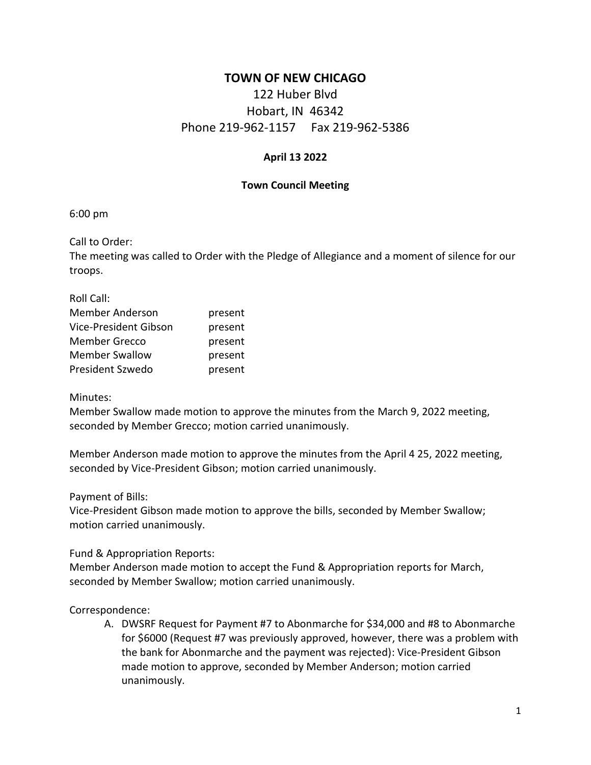# TOWN OF NEW CHICAGO

122 Huber Blvd
Hobart, IN 46342
Phone 219-962-1157 Fax 219-962-5386

**April 13 2022**

**Town Council Meeting**

6:00 pm

Call to Order:
The meeting was called to Order with the Pledge of Allegiance and a moment of silence for our troops.

Roll Call:

| | |
|---|---|
| Member Anderson | present |
| Vice-President Gibson | present |
| Member Grecco | present |
| Member Swallow | present |
| President Szwedo | present |

Minutes:
Member Swallow made motion to approve the minutes from the March 9, 2022 meeting, seconded by Member Grecco; motion carried unanimously.

Member Anderson made motion to approve the minutes from the April 4 25, 2022 meeting, seconded by Vice-President Gibson; motion carried unanimously.

Payment of Bills:
Vice-President Gibson made motion to approve the bills, seconded by Member Swallow; motion carried unanimously.

Fund & Appropriation Reports:
Member Anderson made motion to accept the Fund & Appropriation reports for March, seconded by Member Swallow; motion carried unanimously.

Correspondence:

A. DWSRF Request for Payment #7 to Abonmarche for $34,000 and #8 to Abonmarche for $6000 (Request #7 was previously approved, however, there was a problem with the bank for Abonmarche and the payment was rejected): Vice-President Gibson made motion to approve, seconded by Member Anderson; motion carried unanimously.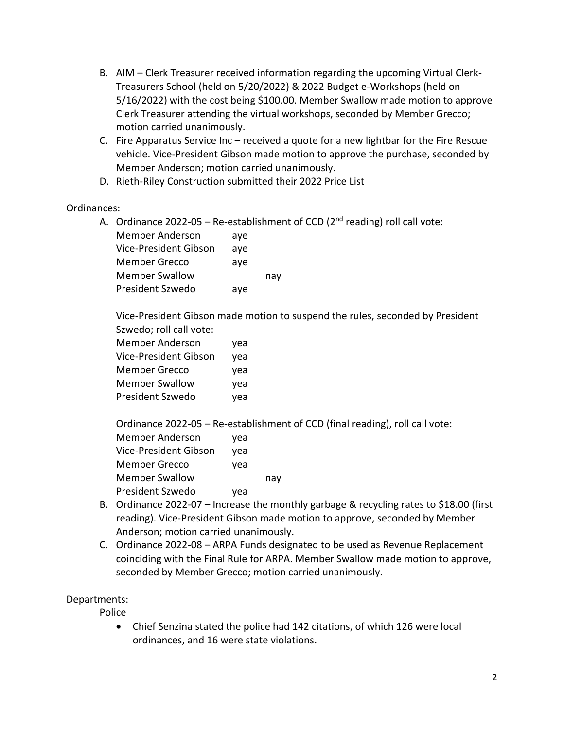B. AIM – Clerk Treasurer received information regarding the upcoming Virtual Clerk-Treasurers School (held on 5/20/2022) & 2022 Budget e-Workshops (held on 5/16/2022) with the cost being $100.00. Member Swallow made motion to approve Clerk Treasurer attending the virtual workshops, seconded by Member Grecco; motion carried unanimously.
C. Fire Apparatus Service Inc – received a quote for a new lightbar for the Fire Rescue vehicle. Vice-President Gibson made motion to approve the purchase, seconded by Member Anderson; motion carried unanimously.
D. Rieth-Riley Construction submitted their 2022 Price List

Ordinances:

A. Ordinance 2022-05 – Re-establishment of CCD (2nd reading) roll call vote:

| | | |
|---|---|---|
| Member Anderson | aye | |
| Vice-President Gibson | aye | |
| Member Grecco | aye | |
| Member Swallow | | nay |
| President Szwedo | aye | |

Vice-President Gibson made motion to suspend the rules, seconded by President Szwedo; roll call vote:

| | |
|---|---|
| Member Anderson | yea |
| Vice-President Gibson | yea |
| Member Grecco | yea |
| Member Swallow | yea |
| President Szwedo | yea |

Ordinance 2022-05 – Re-establishment of CCD (final reading), roll call vote:

| | | |
|---|---|---|
| Member Anderson | yea | |
| Vice-President Gibson | yea | |
| Member Grecco | yea | |
| Member Swallow | | nay |
| President Szwedo | yea | |

B. Ordinance 2022-07 – Increase the monthly garbage & recycling rates to $18.00 (first reading). Vice-President Gibson made motion to approve, seconded by Member Anderson; motion carried unanimously.
C. Ordinance 2022-08 – ARPA Funds designated to be used as Revenue Replacement coinciding with the Final Rule for ARPA. Member Swallow made motion to approve, seconded by Member Grecco; motion carried unanimously.

Departments:

Police

- Chief Senzina stated the police had 142 citations, of which 126 were local ordinances, and 16 were state violations.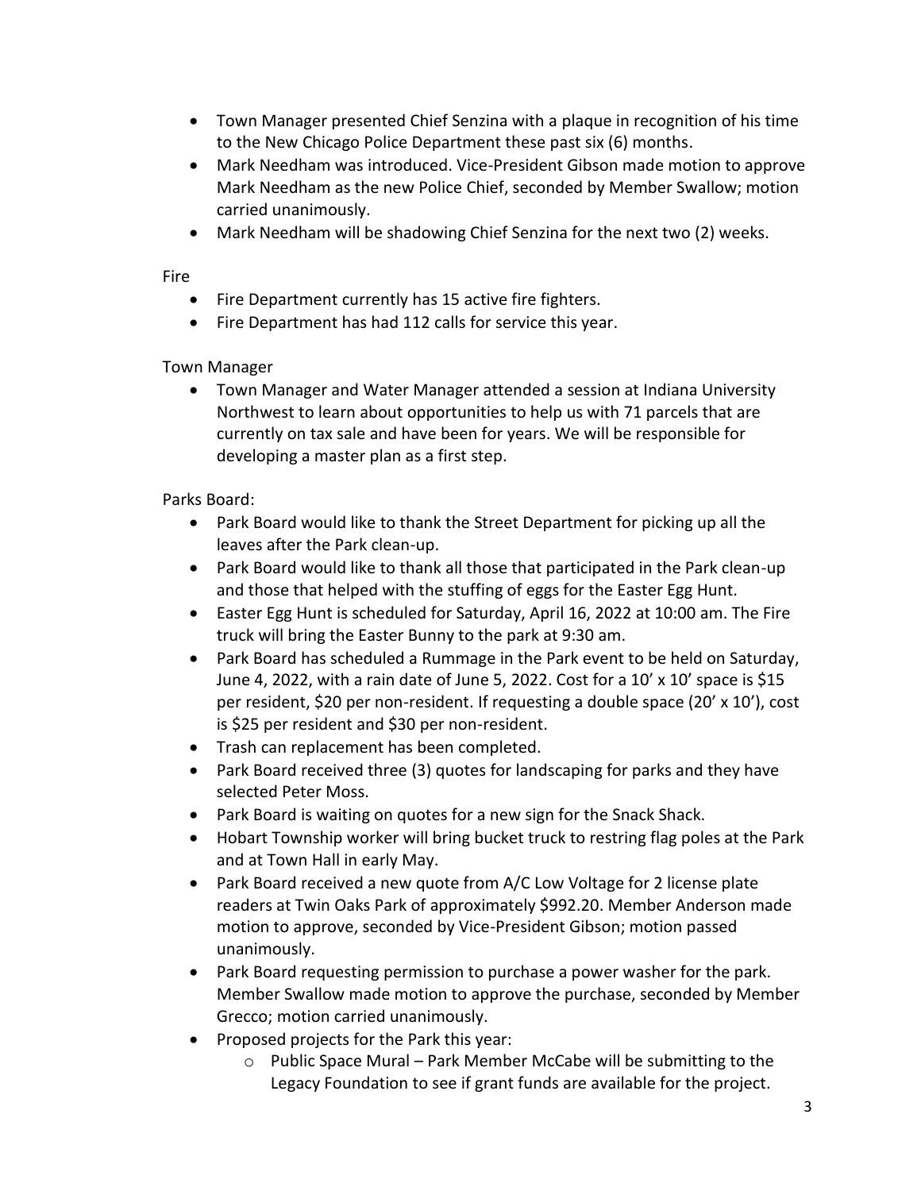- Town Manager presented Chief Senzina with a plaque in recognition of his time to the New Chicago Police Department these past six (6) months.
- Mark Needham was introduced. Vice-President Gibson made motion to approve Mark Needham as the new Police Chief, seconded by Member Swallow; motion carried unanimously.
- Mark Needham will be shadowing Chief Senzina for the next two (2) weeks.

Fire

- Fire Department currently has 15 active fire fighters.
- Fire Department has had 112 calls for service this year.

Town Manager

- Town Manager and Water Manager attended a session at Indiana University Northwest to learn about opportunities to help us with 71 parcels that are currently on tax sale and have been for years. We will be responsible for developing a master plan as a first step.

Parks Board:

- Park Board would like to thank the Street Department for picking up all the leaves after the Park clean-up.
- Park Board would like to thank all those that participated in the Park clean-up and those that helped with the stuffing of eggs for the Easter Egg Hunt.
- Easter Egg Hunt is scheduled for Saturday, April 16, 2022 at 10:00 am. The Fire truck will bring the Easter Bunny to the park at 9:30 am.
- Park Board has scheduled a Rummage in the Park event to be held on Saturday, June 4, 2022, with a rain date of June 5, 2022. Cost for a 10' x 10' space is $15 per resident, $20 per non-resident. If requesting a double space (20' x 10'), cost is $25 per resident and $30 per non-resident.
- Trash can replacement has been completed.
- Park Board received three (3) quotes for landscaping for parks and they have selected Peter Moss.
- Park Board is waiting on quotes for a new sign for the Snack Shack.
- Hobart Township worker will bring bucket truck to restring flag poles at the Park and at Town Hall in early May.
- Park Board received a new quote from A/C Low Voltage for 2 license plate readers at Twin Oaks Park of approximately $992.20. Member Anderson made motion to approve, seconded by Vice-President Gibson; motion passed unanimously.
- Park Board requesting permission to purchase a power washer for the park. Member Swallow made motion to approve the purchase, seconded by Member Grecco; motion carried unanimously.
- Proposed projects for the Park this year:
  - Public Space Mural – Park Member McCabe will be submitting to the Legacy Foundation to see if grant funds are available for the project.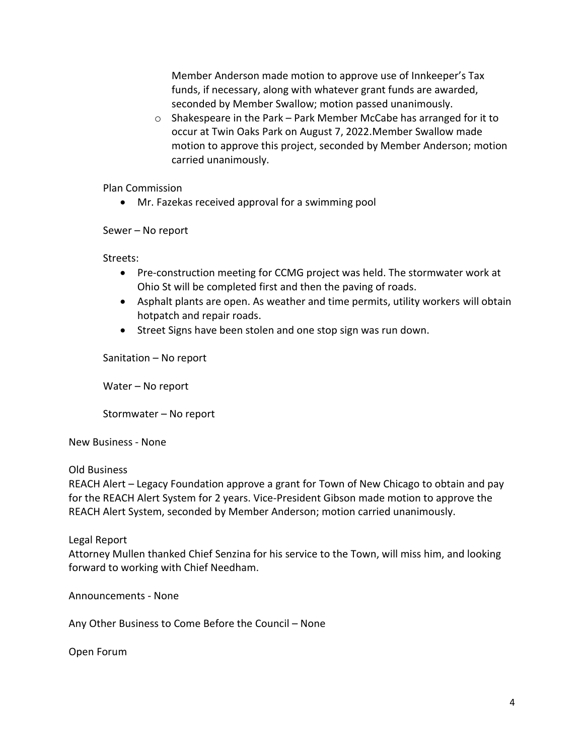Member Anderson made motion to approve use of Innkeeper's Tax funds, if necessary, along with whatever grant funds are awarded, seconded by Member Swallow; motion passed unanimously.

  - Shakespeare in the Park – Park Member McCabe has arranged for it to occur at Twin Oaks Park on August 7, 2022.Member Swallow made motion to approve this project, seconded by Member Anderson; motion carried unanimously.

Plan Commission

- Mr. Fazekas received approval for a swimming pool

Sewer – No report

Streets:

- Pre-construction meeting for CCMG project was held. The stormwater work at Ohio St will be completed first and then the paving of roads.
- Asphalt plants are open. As weather and time permits, utility workers will obtain hotpatch and repair roads.
- Street Signs have been stolen and one stop sign was run down.

Sanitation – No report

Water – No report

Stormwater – No report

New Business - None

Old Business

REACH Alert – Legacy Foundation approve a grant for Town of New Chicago to obtain and pay for the REACH Alert System for 2 years. Vice-President Gibson made motion to approve the REACH Alert System, seconded by Member Anderson; motion carried unanimously.

Legal Report

Attorney Mullen thanked Chief Senzina for his service to the Town, will miss him, and looking forward to working with Chief Needham.

Announcements - None

Any Other Business to Come Before the Council – None

Open Forum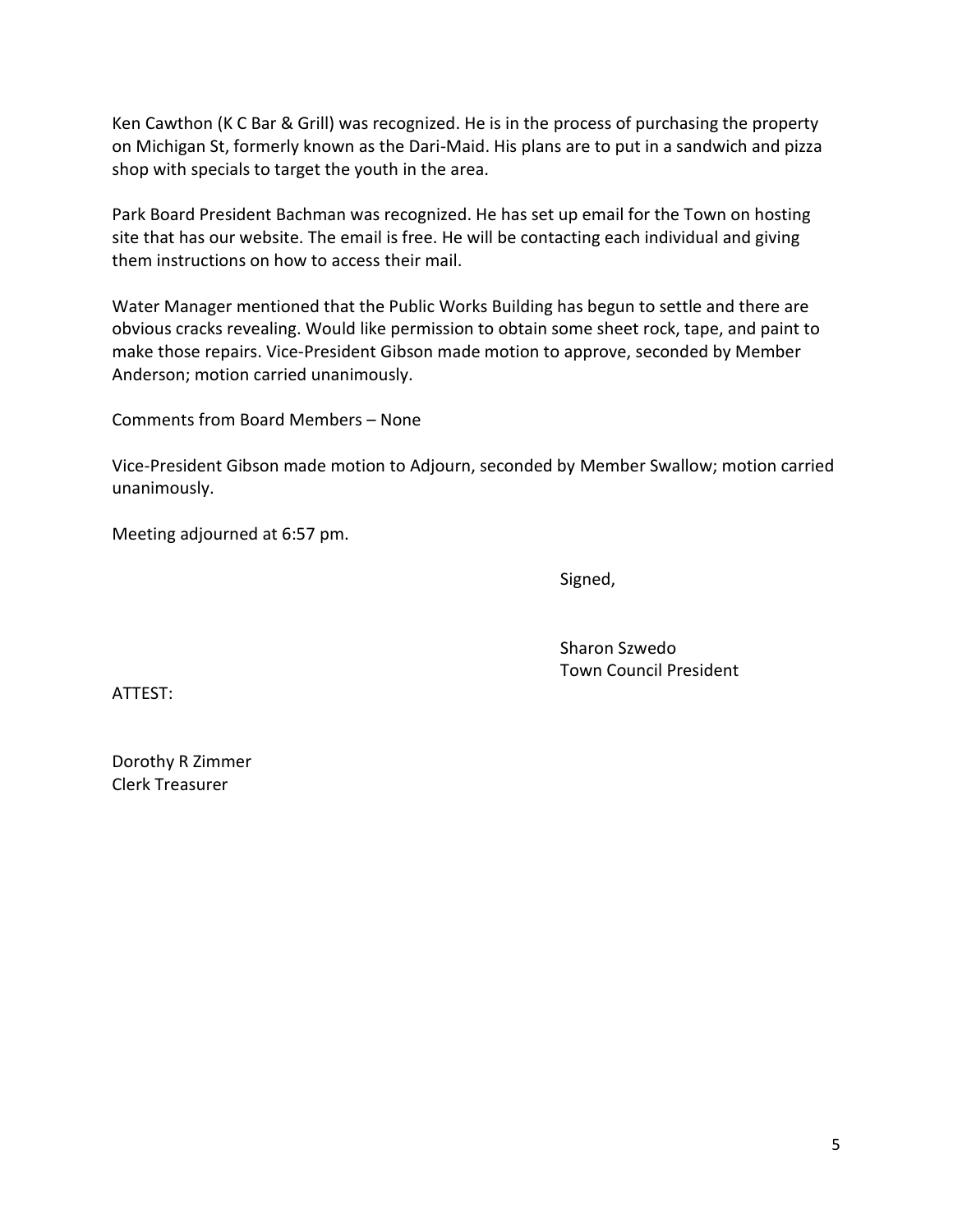Ken Cawthon (K C Bar & Grill) was recognized. He is in the process of purchasing the property on Michigan St, formerly known as the Dari-Maid. His plans are to put in a sandwich and pizza shop with specials to target the youth in the area.

Park Board President Bachman was recognized. He has set up email for the Town on hosting site that has our website. The email is free. He will be contacting each individual and giving them instructions on how to access their mail.

Water Manager mentioned that the Public Works Building has begun to settle and there are obvious cracks revealing. Would like permission to obtain some sheet rock, tape, and paint to make those repairs. Vice-President Gibson made motion to approve, seconded by Member Anderson; motion carried unanimously.

Comments from Board Members – None

Vice-President Gibson made motion to Adjourn, seconded by Member Swallow; motion carried unanimously.

Meeting adjourned at 6:57 pm.

Signed,

Sharon Szwedo
Town Council President

ATTEST:

Dorothy R Zimmer
Clerk Treasurer